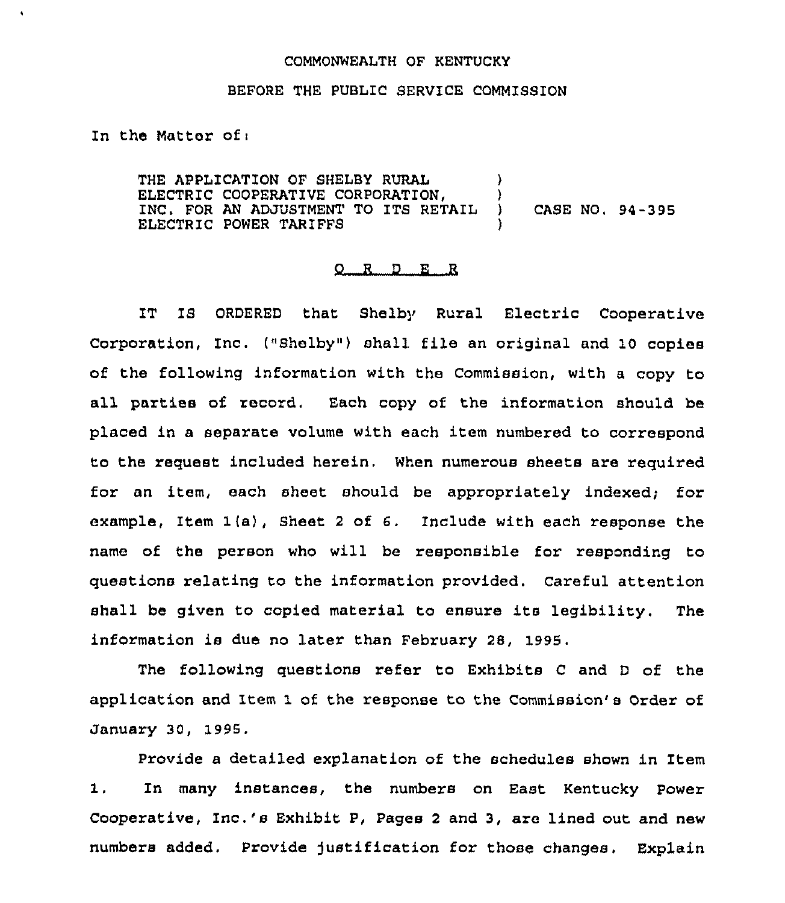COMMONWEALTH OF KENTUCKY

BEFORE THE PUBLIC SERVICE COMMISSION

In the Matter of:

| | | |
|---|---|---|
| THE APPLICATION OF SHELBY RURAL ELECTRIC COOPERATIVE CORPORATION, INC. FOR AN ADJUSTMENT TO ITS RETAIL ELECTRIC POWER TARIFFS | ) | CASE NO. 94-395 |

## O R D E R

IT IS ORDERED that Shelby Rural Electric Cooperative Corporation, Inc. ("Shelby") shall file an original and 10 copies of the following information with the Commission, with a copy to all parties of record. Each copy of the information should be placed in a separate volume with each item numbered to correspond to the request included herein. When numerous sheets are required for an item, each sheet should be appropriately indexed; for example, Item 1(a), Sheet 2 of 6. Include with each response the name of the person who will be responsible for responding to questions relating to the information provided. Careful attention shall be given to copied material to ensure its legibility. The information is due no later than February 28, 1995.

The following questions refer to Exhibits C and D of the application and Item 1 of the response to the Commission's Order of January 30, 1995.

Provide a detailed explanation of the schedules shown in Item 1. In many instances, the numbers on East Kentucky Power Cooperative, Inc.'s Exhibit P, Pages 2 and 3, are lined out and new numbers added. Provide justification for those changes. Explain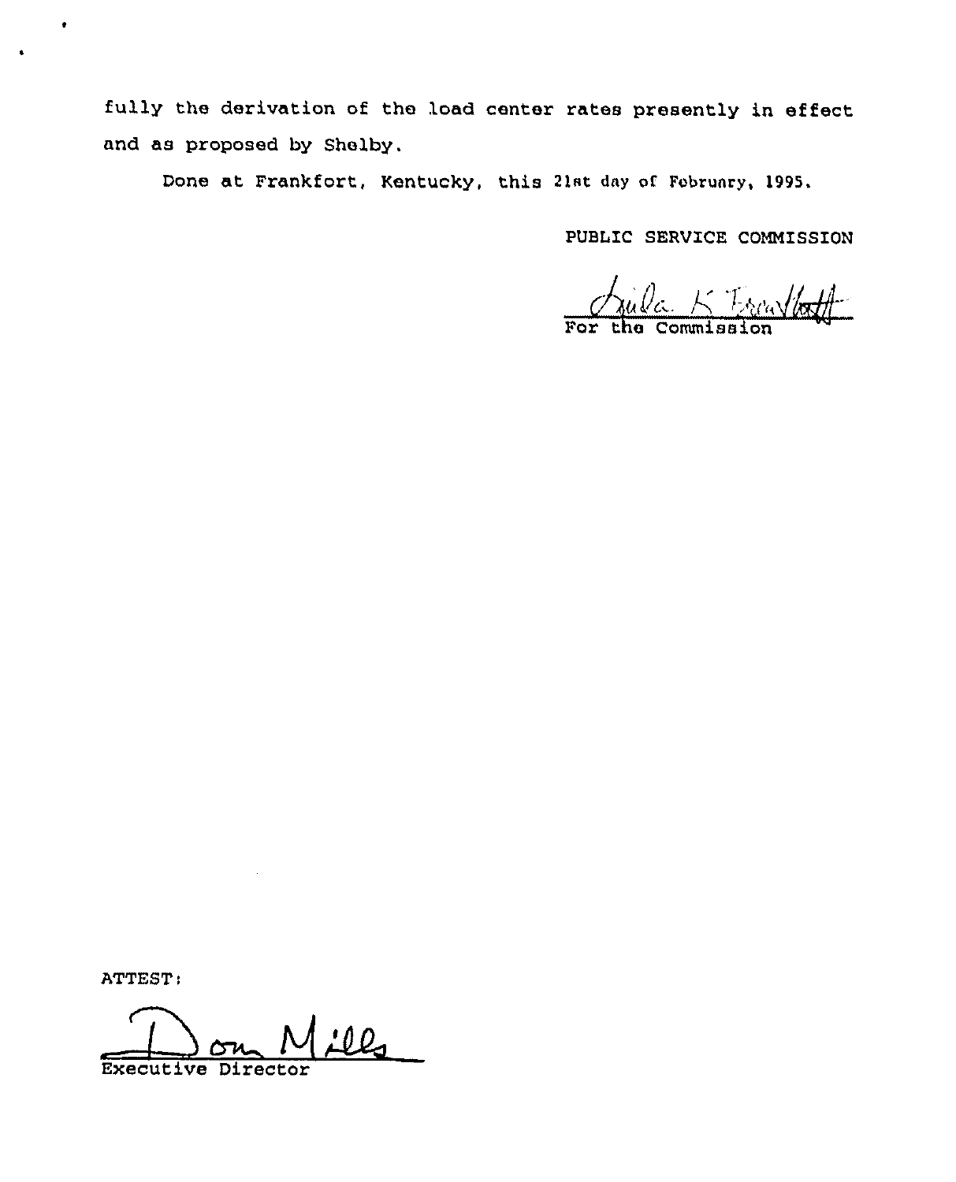fully the derivation of the load center rates presently in effect and as proposed by Shelby.

Done at Frankfort, Kentucky, this 21st day of February, 1995.

PUBLIC SERVICE COMMISSION

For the Commission

ATTEST:

Executive Director